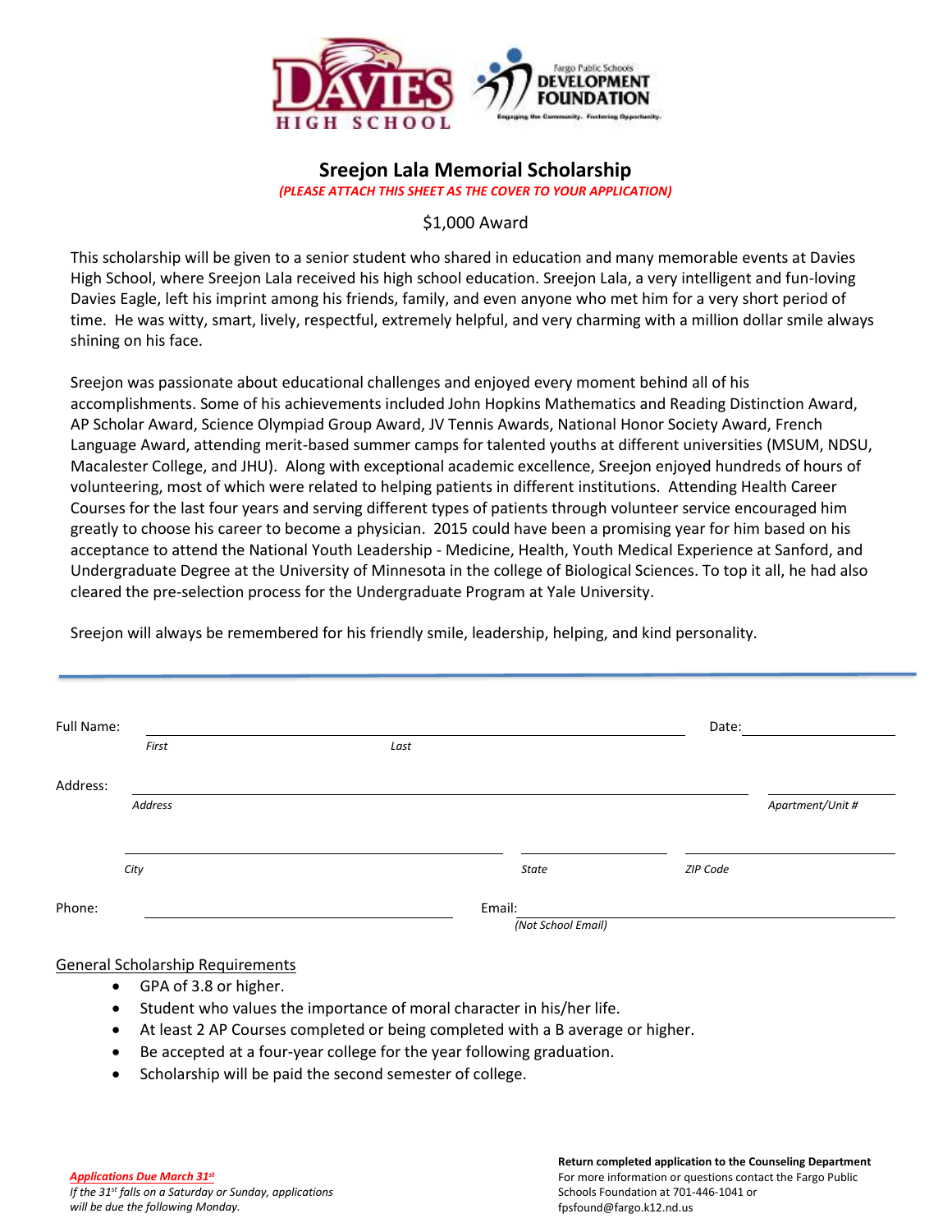DAVIES HIGH SCHOOL

Fargo Public Schools DEVELOPMENT FOUNDATION
Engaging the Community. Fostering Opportunity.

# Sreejon Lala Memorial Scholarship

*(PLEASE ATTACH THIS SHEET AS THE COVER TO YOUR APPLICATION)*

$1,000 Award

This scholarship will be given to a senior student who shared in education and many memorable events at Davies High School, where Sreejon Lala received his high school education. Sreejon Lala, a very intelligent and fun-loving Davies Eagle, left his imprint among his friends, family, and even anyone who met him for a very short period of time. He was witty, smart, lively, respectful, extremely helpful, and very charming with a million dollar smile always shining on his face.

Sreejon was passionate about educational challenges and enjoyed every moment behind all of his accomplishments. Some of his achievements included John Hopkins Mathematics and Reading Distinction Award, AP Scholar Award, Science Olympiad Group Award, JV Tennis Awards, National Honor Society Award, French Language Award, attending merit-based summer camps for talented youths at different universities (MSUM, NDSU, Macalester College, and JHU). Along with exceptional academic excellence, Sreejon enjoyed hundreds of hours of volunteering, most of which were related to helping patients in different institutions. Attending Health Career Courses for the last four years and serving different types of patients through volunteer service encouraged him greatly to choose his career to become a physician. 2015 could have been a promising year for him based on his acceptance to attend the National Youth Leadership - Medicine, Health, Youth Medical Experience at Sanford, and Undergraduate Degree at the University of Minnesota in the college of Biological Sciences. To top it all, he had also cleared the pre-selection process for the Undergraduate Program at Yale University.

Sreejon will always be remembered for his friendly smile, leadership, helping, and kind personality.

---

Full Name: ______________________________________ Date: ____________
*First* *Last*

Address: ______________________________________ ____________
*Address* *Apartment/Unit #*

______________________ ____________ ____________
*City* *State* *ZIP Code*

Phone: ____________________ Email: ____________________
*(Not School Email)*

General Scholarship Requirements

- GPA of 3.8 or higher.
- Student who values the importance of moral character in his/her life.
- At least 2 AP Courses completed or being completed with a B average or higher.
- Be accepted at a four-year college for the year following graduation.
- Scholarship will be paid the second semester of college.

***Applications Due March 31st***
*If the 31st falls on a Saturday or Sunday, applications will be due the following Monday.*

**Return completed application to the Counseling Department**
For more information or questions contact the Fargo Public Schools Foundation at 701-446-1041 or fpsfound@fargo.k12.nd.us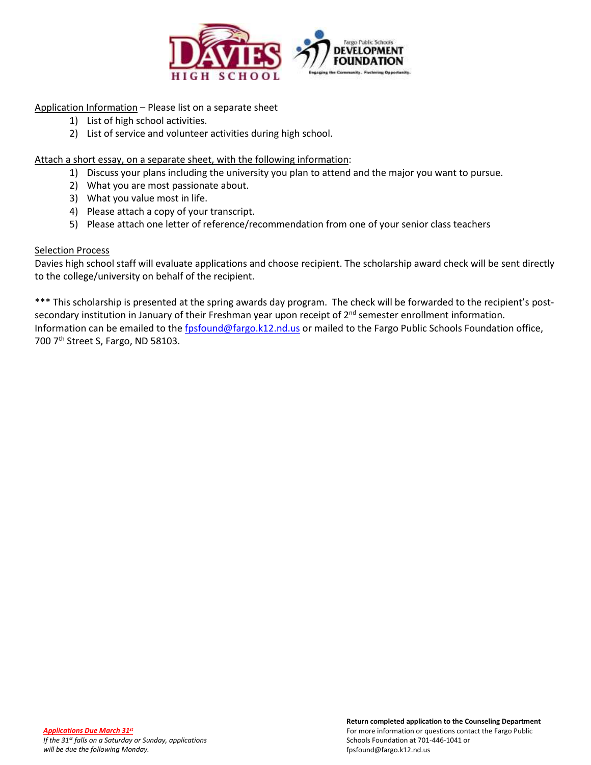Application Information – Please list on a separate sheet

1) List of high school activities.
2) List of service and volunteer activities during high school.

Attach a short essay, on a separate sheet, with the following information:

1) Discuss your plans including the university you plan to attend and the major you want to pursue.
2) What you are most passionate about.
3) What you value most in life.
4) Please attach a copy of your transcript.
5) Please attach one letter of reference/recommendation from one of your senior class teachers

Selection Process

Davies high school staff will evaluate applications and choose recipient. The scholarship award check will be sent directly to the college/university on behalf of the recipient.

*** This scholarship is presented at the spring awards day program. The check will be forwarded to the recipient's post-secondary institution in January of their Freshman year upon receipt of 2nd semester enrollment information. Information can be emailed to the fpsfound@fargo.k12.nd.us or mailed to the Fargo Public Schools Foundation office, 700 7th Street S, Fargo, ND 58103.

***Applications Due March 31st***

*If the 31st falls on a Saturday or Sunday, applications will be due the following Monday.*

**Return completed application to the Counseling Department**

For more information or questions contact the Fargo Public Schools Foundation at 701-446-1041 or fpsfound@fargo.k12.nd.us